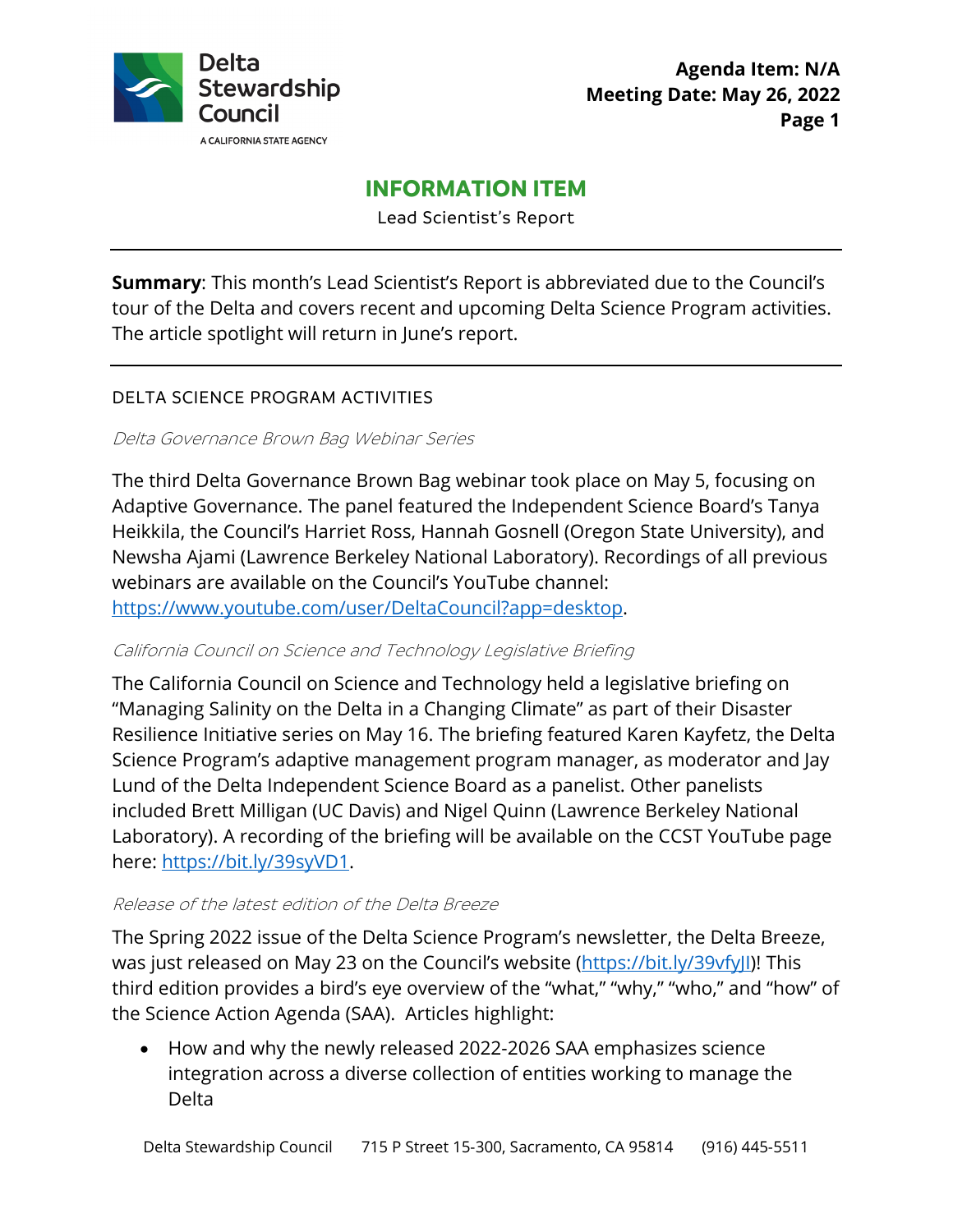Delta Stewardship Council

A CALIFORNIA STATE AGENCY

**Agenda Item: N/A**
**Meeting Date: May 26, 2022**

# INFORMATION ITEM

Lead Scientist's Report

---

**Summary**: This month's Lead Scientist's Report is abbreviated due to the Council's tour of the Delta and covers recent and upcoming Delta Science Program activities. The article spotlight will return in June's report.

---

## DELTA SCIENCE PROGRAM ACTIVITIES

### *Delta Governance Brown Bag Webinar Series*

The third Delta Governance Brown Bag webinar took place on May 5, focusing on Adaptive Governance. The panel featured the Independent Science Board's Tanya Heikkila, the Council's Harriet Ross, Hannah Gosnell (Oregon State University), and Newsha Ajami (Lawrence Berkeley National Laboratory). Recordings of all previous webinars are available on the Council's YouTube channel: https://www.youtube.com/user/DeltaCouncil?app=desktop.

### *California Council on Science and Technology Legislative Briefing*

The California Council on Science and Technology held a legislative briefing on "Managing Salinity on the Delta in a Changing Climate" as part of their Disaster Resilience Initiative series on May 16. The briefing featured Karen Kayfetz, the Delta Science Program's adaptive management program manager, as moderator and Jay Lund of the Delta Independent Science Board as a panelist. Other panelists included Brett Milligan (UC Davis) and Nigel Quinn (Lawrence Berkeley National Laboratory). A recording of the briefing will be available on the CCST YouTube page here: https://bit.ly/39syVD1.

### *Release of the latest edition of the Delta Breeze*

The Spring 2022 issue of the Delta Science Program's newsletter, the Delta Breeze, was just released on May 23 on the Council's website (https://bit.ly/39vfyJI)! This third edition provides a bird's eye overview of the "what," "why," "who," and "how" of the Science Action Agenda (SAA). Articles highlight:

- How and why the newly released 2022-2026 SAA emphasizes science integration across a diverse collection of entities working to manage the Delta

Delta Stewardship Council 715 P Street 15-300, Sacramento, CA 95814 (916) 445-5511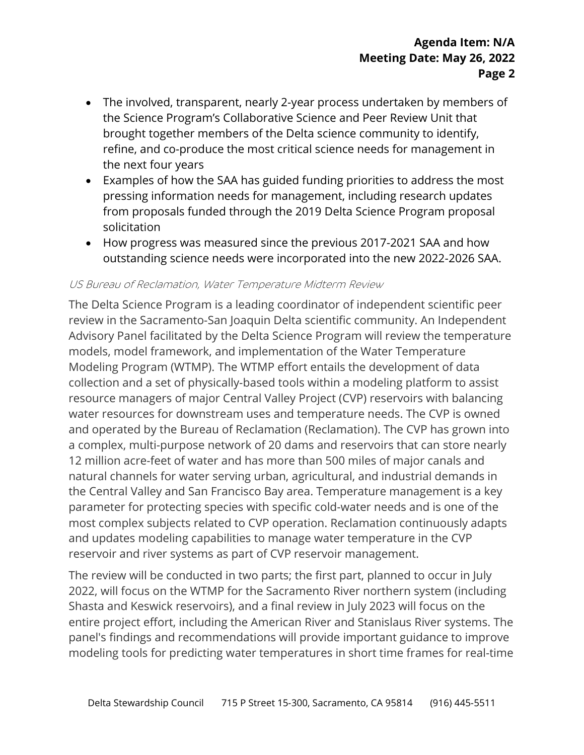- The involved, transparent, nearly 2-year process undertaken by members of the Science Program's Collaborative Science and Peer Review Unit that brought together members of the Delta science community to identify, refine, and co-produce the most critical science needs for management in the next four years
- Examples of how the SAA has guided funding priorities to address the most pressing information needs for management, including research updates from proposals funded through the 2019 Delta Science Program proposal solicitation
- How progress was measured since the previous 2017-2021 SAA and how outstanding science needs were incorporated into the new 2022-2026 SAA.

*US Bureau of Reclamation, Water Temperature Midterm Review*

The Delta Science Program is a leading coordinator of independent scientific peer review in the Sacramento-San Joaquin Delta scientific community. An Independent Advisory Panel facilitated by the Delta Science Program will review the temperature models, model framework, and implementation of the Water Temperature Modeling Program (WTMP). The WTMP effort entails the development of data collection and a set of physically-based tools within a modeling platform to assist resource managers of major Central Valley Project (CVP) reservoirs with balancing water resources for downstream uses and temperature needs. The CVP is owned and operated by the Bureau of Reclamation (Reclamation). The CVP has grown into a complex, multi-purpose network of 20 dams and reservoirs that can store nearly 12 million acre-feet of water and has more than 500 miles of major canals and natural channels for water serving urban, agricultural, and industrial demands in the Central Valley and San Francisco Bay area. Temperature management is a key parameter for protecting species with specific cold-water needs and is one of the most complex subjects related to CVP operation. Reclamation continuously adapts and updates modeling capabilities to manage water temperature in the CVP reservoir and river systems as part of CVP reservoir management.

The review will be conducted in two parts; the first part, planned to occur in July 2022, will focus on the WTMP for the Sacramento River northern system (including Shasta and Keswick reservoirs), and a final review in July 2023 will focus on the entire project effort, including the American River and Stanislaus River systems. The panel's findings and recommendations will provide important guidance to improve modeling tools for predicting water temperatures in short time frames for real-time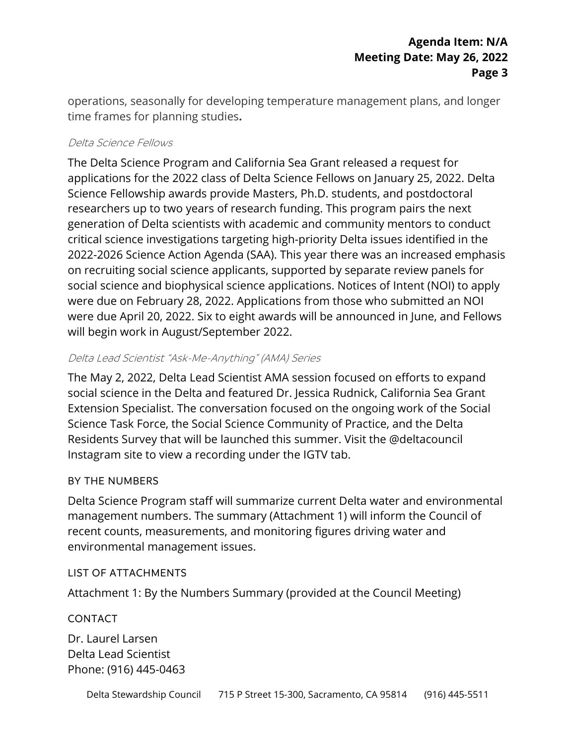operations, seasonally for developing temperature management plans, and longer time frames for planning studies**.**

*Delta Science Fellows*

The Delta Science Program and California Sea Grant released a request for applications for the 2022 class of Delta Science Fellows on January 25, 2022. Delta Science Fellowship awards provide Masters, Ph.D. students, and postdoctoral researchers up to two years of research funding. This program pairs the next generation of Delta scientists with academic and community mentors to conduct critical science investigations targeting high-priority Delta issues identified in the 2022-2026 Science Action Agenda (SAA). This year there was an increased emphasis on recruiting social science applicants, supported by separate review panels for social science and biophysical science applications. Notices of Intent (NOI) to apply were due on February 28, 2022. Applications from those who submitted an NOI were due April 20, 2022. Six to eight awards will be announced in June, and Fellows will begin work in August/September 2022.

*Delta Lead Scientist "Ask-Me-Anything" (AMA) Series*

The May 2, 2022, Delta Lead Scientist AMA session focused on efforts to expand social science in the Delta and featured Dr. Jessica Rudnick, California Sea Grant Extension Specialist. The conversation focused on the ongoing work of the Social Science Task Force, the Social Science Community of Practice, and the Delta Residents Survey that will be launched this summer. Visit the @deltacouncil Instagram site to view a recording under the IGTV tab.

## BY THE NUMBERS

Delta Science Program staff will summarize current Delta water and environmental management numbers. The summary (Attachment 1) will inform the Council of recent counts, measurements, and monitoring figures driving water and environmental management issues.

## LIST OF ATTACHMENTS

Attachment 1: By the Numbers Summary (provided at the Council Meeting)

## CONTACT

Dr. Laurel Larsen
Delta Lead Scientist
Phone: (916) 445-0463